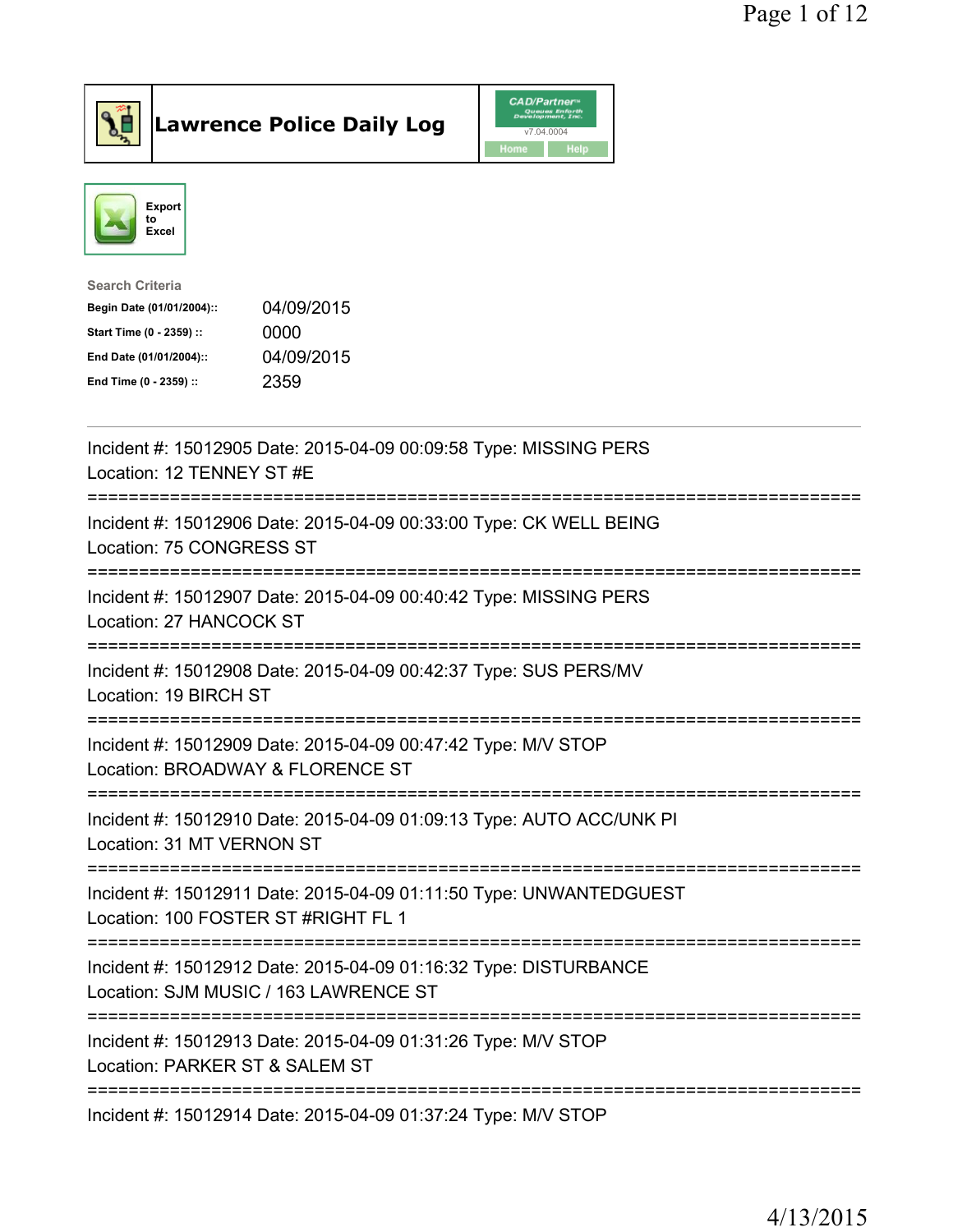# Lawrence Police Daily Log

CAD/Partner v7.04.0004

Home Help

Export to Excel

**Search Criteria**

| | |
|---|---|
| **Begin Date (01/01/2004)::** | 04/09/2015 |
| **Start Time (0 - 2359) ::** | 0000 |
| **End Date (01/01/2004)::** | 04/09/2015 |
| **End Time (0 - 2359) ::** | 2359 |

---

Incident #: 15012905 Date: 2015-04-09 00:09:58 Type: MISSING PERS
Location: 12 TENNEY ST #E

===========================================================================

Incident #: 15012906 Date: 2015-04-09 00:33:00 Type: CK WELL BEING
Location: 75 CONGRESS ST

===========================================================================

Incident #: 15012907 Date: 2015-04-09 00:40:42 Type: MISSING PERS
Location: 27 HANCOCK ST

===========================================================================

Incident #: 15012908 Date: 2015-04-09 00:42:37 Type: SUS PERS/MV
Location: 19 BIRCH ST

===========================================================================

Incident #: 15012909 Date: 2015-04-09 00:47:42 Type: M/V STOP
Location: BROADWAY & FLORENCE ST

===========================================================================

Incident #: 15012910 Date: 2015-04-09 01:09:13 Type: AUTO ACC/UNK PI
Location: 31 MT VERNON ST

===========================================================================

Incident #: 15012911 Date: 2015-04-09 01:11:50 Type: UNWANTEDGUEST
Location: 100 FOSTER ST #RIGHT FL 1

===========================================================================

Incident #: 15012912 Date: 2015-04-09 01:16:32 Type: DISTURBANCE
Location: SJM MUSIC / 163 LAWRENCE ST

===========================================================================

Incident #: 15012913 Date: 2015-04-09 01:31:26 Type: M/V STOP
Location: PARKER ST & SALEM ST

===========================================================================

Incident #: 15012914 Date: 2015-04-09 01:37:24 Type: M/V STOP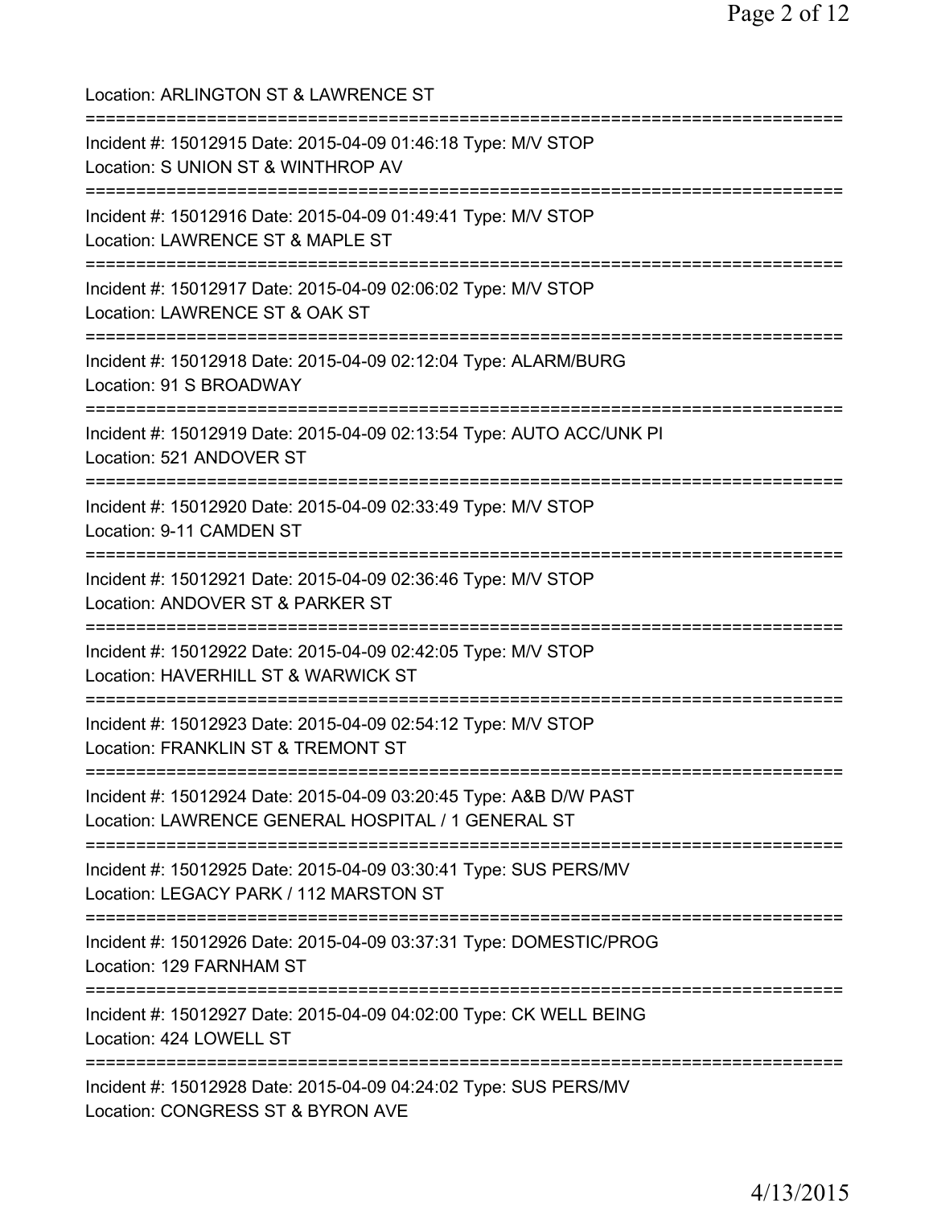Location: ARLINGTON ST & LAWRENCE ST

===========================================================================

Incident #: 15012915 Date: 2015-04-09 01:46:18 Type: M/V STOP
Location: S UNION ST & WINTHROP AV

===========================================================================

Incident #: 15012916 Date: 2015-04-09 01:49:41 Type: M/V STOP
Location: LAWRENCE ST & MAPLE ST

===========================================================================

Incident #: 15012917 Date: 2015-04-09 02:06:02 Type: M/V STOP
Location: LAWRENCE ST & OAK ST

===========================================================================

Incident #: 15012918 Date: 2015-04-09 02:12:04 Type: ALARM/BURG
Location: 91 S BROADWAY

===========================================================================

Incident #: 15012919 Date: 2015-04-09 02:13:54 Type: AUTO ACC/UNK PI
Location: 521 ANDOVER ST

===========================================================================

Incident #: 15012920 Date: 2015-04-09 02:33:49 Type: M/V STOP
Location: 9-11 CAMDEN ST

===========================================================================

Incident #: 15012921 Date: 2015-04-09 02:36:46 Type: M/V STOP
Location: ANDOVER ST & PARKER ST

===========================================================================

Incident #: 15012922 Date: 2015-04-09 02:42:05 Type: M/V STOP
Location: HAVERHILL ST & WARWICK ST

===========================================================================

Incident #: 15012923 Date: 2015-04-09 02:54:12 Type: M/V STOP
Location: FRANKLIN ST & TREMONT ST

===========================================================================

Incident #: 15012924 Date: 2015-04-09 03:20:45 Type: A&B D/W PAST
Location: LAWRENCE GENERAL HOSPITAL / 1 GENERAL ST

===========================================================================

Incident #: 15012925 Date: 2015-04-09 03:30:41 Type: SUS PERS/MV
Location: LEGACY PARK / 112 MARSTON ST

===========================================================================

Incident #: 15012926 Date: 2015-04-09 03:37:31 Type: DOMESTIC/PROG
Location: 129 FARNHAM ST

===========================================================================

Incident #: 15012927 Date: 2015-04-09 04:02:00 Type: CK WELL BEING
Location: 424 LOWELL ST

===========================================================================

Incident #: 15012928 Date: 2015-04-09 04:24:02 Type: SUS PERS/MV
Location: CONGRESS ST & BYRON AVE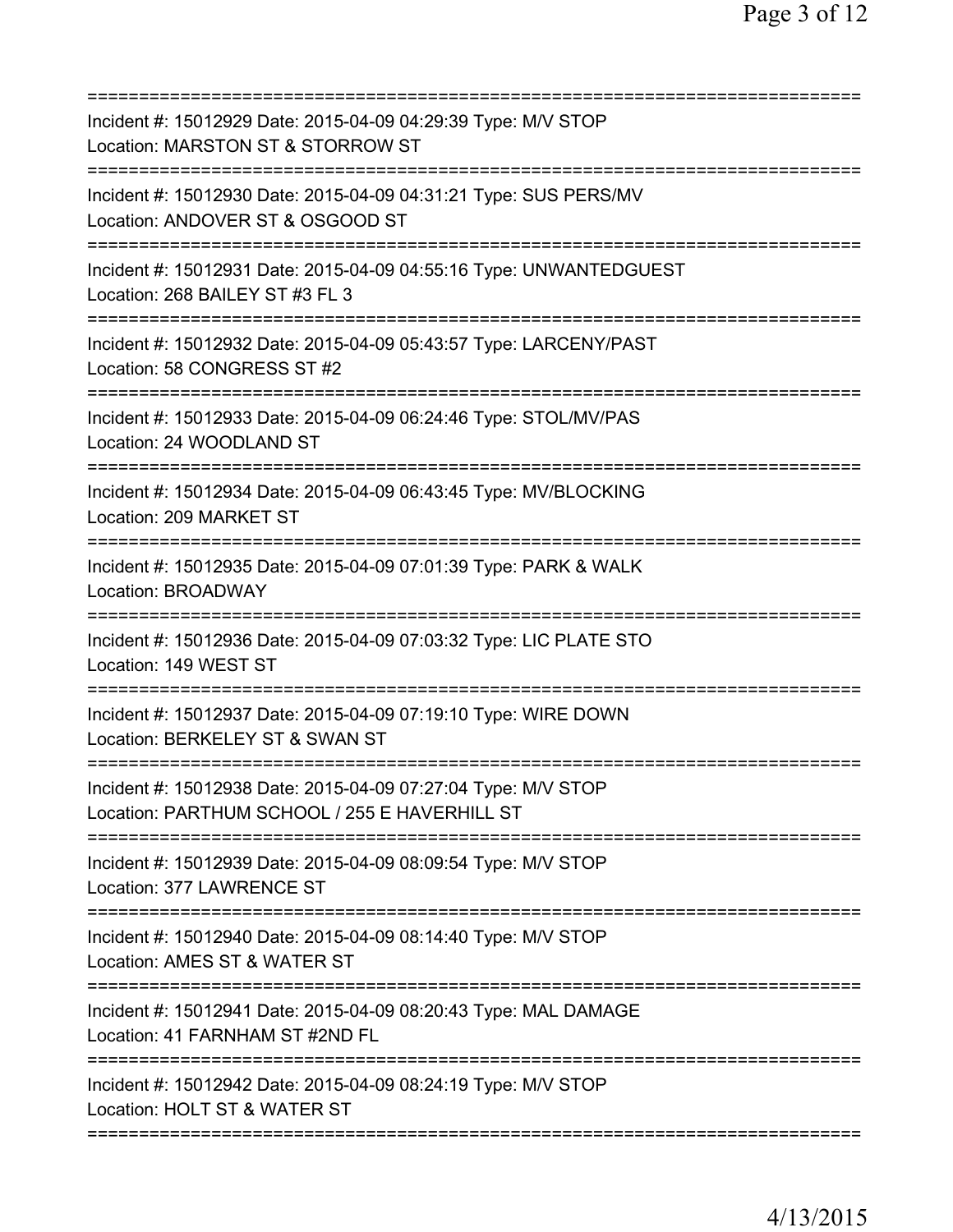==============================================================================

Incident #: 15012929 Date: 2015-04-09 04:29:39 Type: M/V STOP
Location: MARSTON ST & STORROW ST

==============================================================================

Incident #: 15012930 Date: 2015-04-09 04:31:21 Type: SUS PERS/MV
Location: ANDOVER ST & OSGOOD ST

==============================================================================

Incident #: 15012931 Date: 2015-04-09 04:55:16 Type: UNWANTEDGUEST
Location: 268 BAILEY ST #3 FL 3

==============================================================================

Incident #: 15012932 Date: 2015-04-09 05:43:57 Type: LARCENY/PAST
Location: 58 CONGRESS ST #2

==============================================================================

Incident #: 15012933 Date: 2015-04-09 06:24:46 Type: STOL/MV/PAS
Location: 24 WOODLAND ST

==============================================================================

Incident #: 15012934 Date: 2015-04-09 06:43:45 Type: MV/BLOCKING
Location: 209 MARKET ST

==============================================================================

Incident #: 15012935 Date: 2015-04-09 07:01:39 Type: PARK & WALK
Location: BROADWAY

==============================================================================

Incident #: 15012936 Date: 2015-04-09 07:03:32 Type: LIC PLATE STO
Location: 149 WEST ST

==============================================================================

Incident #: 15012937 Date: 2015-04-09 07:19:10 Type: WIRE DOWN
Location: BERKELEY ST & SWAN ST

==============================================================================

Incident #: 15012938 Date: 2015-04-09 07:27:04 Type: M/V STOP
Location: PARTHUM SCHOOL / 255 E HAVERHILL ST

==============================================================================

Incident #: 15012939 Date: 2015-04-09 08:09:54 Type: M/V STOP
Location: 377 LAWRENCE ST

==============================================================================

Incident #: 15012940 Date: 2015-04-09 08:14:40 Type: M/V STOP
Location: AMES ST & WATER ST

==============================================================================

Incident #: 15012941 Date: 2015-04-09 08:20:43 Type: MAL DAMAGE
Location: 41 FARNHAM ST #2ND FL

==============================================================================

Incident #: 15012942 Date: 2015-04-09 08:24:19 Type: M/V STOP
Location: HOLT ST & WATER ST

==============================================================================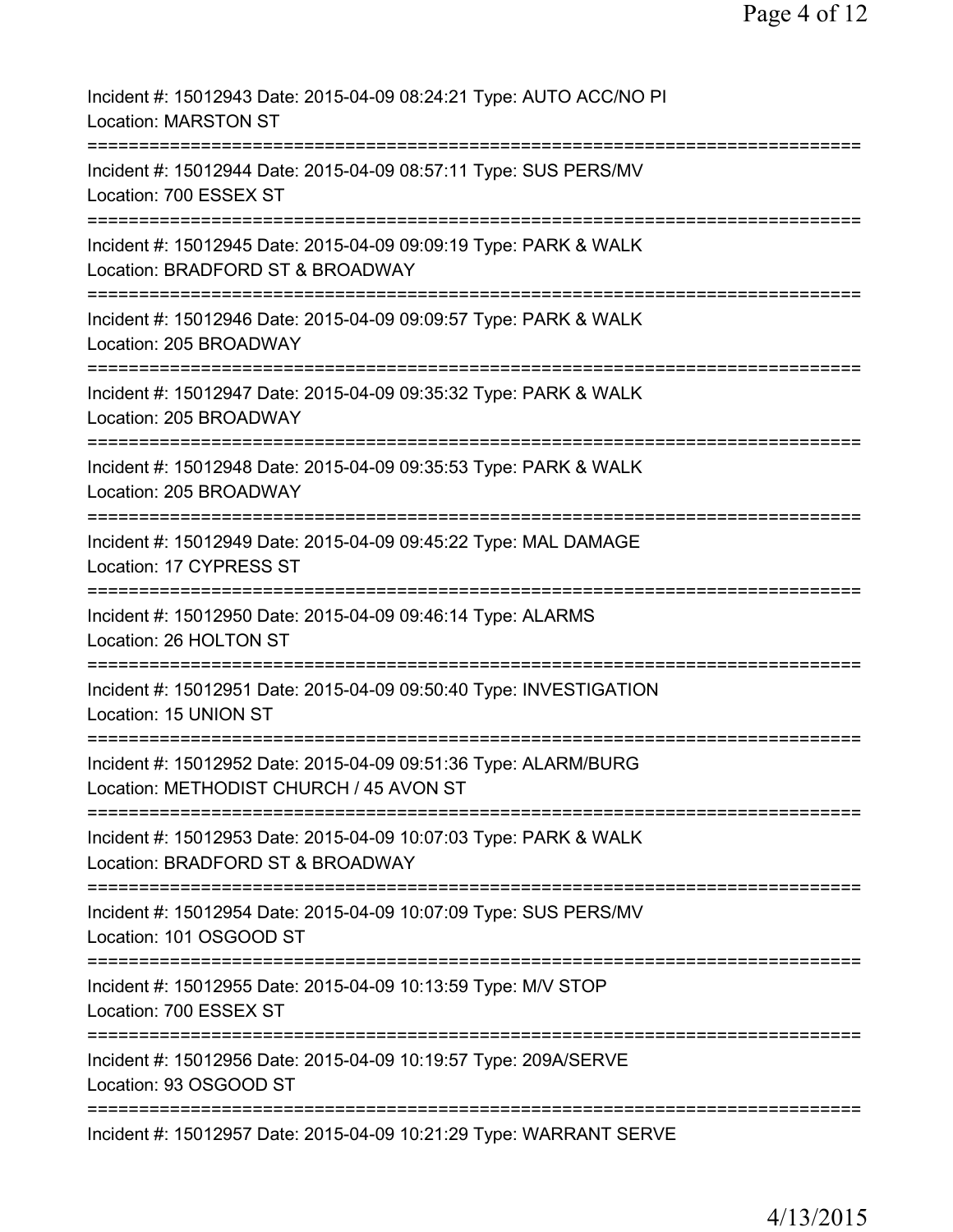Incident #: 15012943 Date: 2015-04-09 08:24:21 Type: AUTO ACC/NO PI
Location: MARSTON ST

===========================================================================

Incident #: 15012944 Date: 2015-04-09 08:57:11 Type: SUS PERS/MV
Location: 700 ESSEX ST

===========================================================================

Incident #: 15012945 Date: 2015-04-09 09:09:19 Type: PARK & WALK
Location: BRADFORD ST & BROADWAY

===========================================================================

Incident #: 15012946 Date: 2015-04-09 09:09:57 Type: PARK & WALK
Location: 205 BROADWAY

===========================================================================

Incident #: 15012947 Date: 2015-04-09 09:35:32 Type: PARK & WALK
Location: 205 BROADWAY

===========================================================================

Incident #: 15012948 Date: 2015-04-09 09:35:53 Type: PARK & WALK
Location: 205 BROADWAY

===========================================================================

Incident #: 15012949 Date: 2015-04-09 09:45:22 Type: MAL DAMAGE
Location: 17 CYPRESS ST

===========================================================================

Incident #: 15012950 Date: 2015-04-09 09:46:14 Type: ALARMS
Location: 26 HOLTON ST

===========================================================================

Incident #: 15012951 Date: 2015-04-09 09:50:40 Type: INVESTIGATION
Location: 15 UNION ST

===========================================================================

Incident #: 15012952 Date: 2015-04-09 09:51:36 Type: ALARM/BURG
Location: METHODIST CHURCH / 45 AVON ST

===========================================================================

Incident #: 15012953 Date: 2015-04-09 10:07:03 Type: PARK & WALK
Location: BRADFORD ST & BROADWAY

===========================================================================

Incident #: 15012954 Date: 2015-04-09 10:07:09 Type: SUS PERS/MV
Location: 101 OSGOOD ST

===========================================================================

Incident #: 15012955 Date: 2015-04-09 10:13:59 Type: M/V STOP
Location: 700 ESSEX ST

===========================================================================

Incident #: 15012956 Date: 2015-04-09 10:19:57 Type: 209A/SERVE
Location: 93 OSGOOD ST

===========================================================================

Incident #: 15012957 Date: 2015-04-09 10:21:29 Type: WARRANT SERVE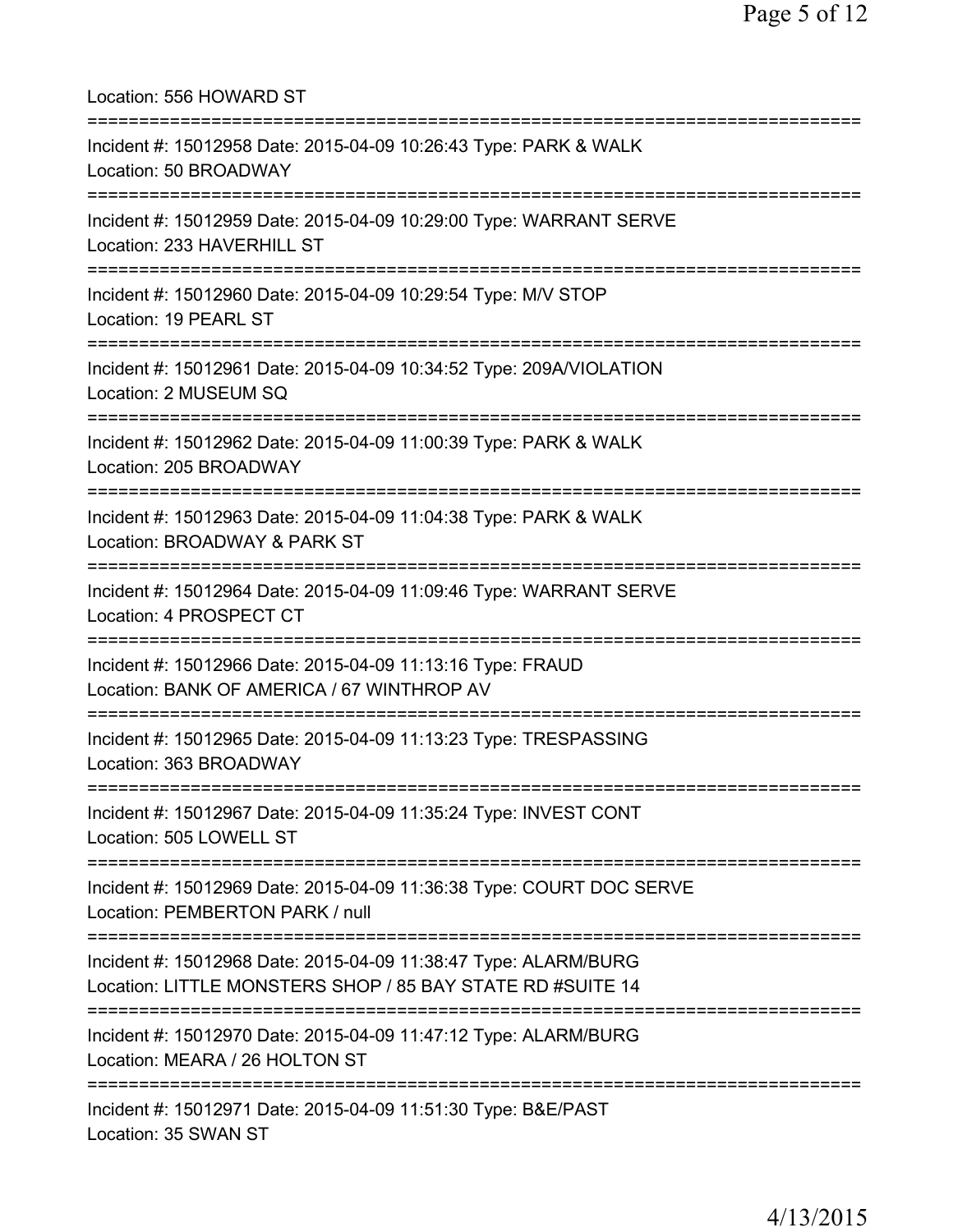Location: 556 HOWARD ST

===========================================================================

Incident #: 15012958 Date: 2015-04-09 10:26:43 Type: PARK & WALK
Location: 50 BROADWAY

===========================================================================

Incident #: 15012959 Date: 2015-04-09 10:29:00 Type: WARRANT SERVE
Location: 233 HAVERHILL ST

===========================================================================

Incident #: 15012960 Date: 2015-04-09 10:29:54 Type: M/V STOP
Location: 19 PEARL ST

===========================================================================

Incident #: 15012961 Date: 2015-04-09 10:34:52 Type: 209A/VIOLATION
Location: 2 MUSEUM SQ

===========================================================================

Incident #: 15012962 Date: 2015-04-09 11:00:39 Type: PARK & WALK
Location: 205 BROADWAY

===========================================================================

Incident #: 15012963 Date: 2015-04-09 11:04:38 Type: PARK & WALK
Location: BROADWAY & PARK ST

===========================================================================

Incident #: 15012964 Date: 2015-04-09 11:09:46 Type: WARRANT SERVE
Location: 4 PROSPECT CT

===========================================================================

Incident #: 15012966 Date: 2015-04-09 11:13:16 Type: FRAUD
Location: BANK OF AMERICA / 67 WINTHROP AV

===========================================================================

Incident #: 15012965 Date: 2015-04-09 11:13:23 Type: TRESPASSING
Location: 363 BROADWAY

===========================================================================

Incident #: 15012967 Date: 2015-04-09 11:35:24 Type: INVEST CONT
Location: 505 LOWELL ST

===========================================================================

Incident #: 15012969 Date: 2015-04-09 11:36:38 Type: COURT DOC SERVE
Location: PEMBERTON PARK / null

===========================================================================

Incident #: 15012968 Date: 2015-04-09 11:38:47 Type: ALARM/BURG
Location: LITTLE MONSTERS SHOP / 85 BAY STATE RD #SUITE 14

===========================================================================

Incident #: 15012970 Date: 2015-04-09 11:47:12 Type: ALARM/BURG
Location: MEARA / 26 HOLTON ST

===========================================================================

Incident #: 15012971 Date: 2015-04-09 11:51:30 Type: B&E/PAST
Location: 35 SWAN ST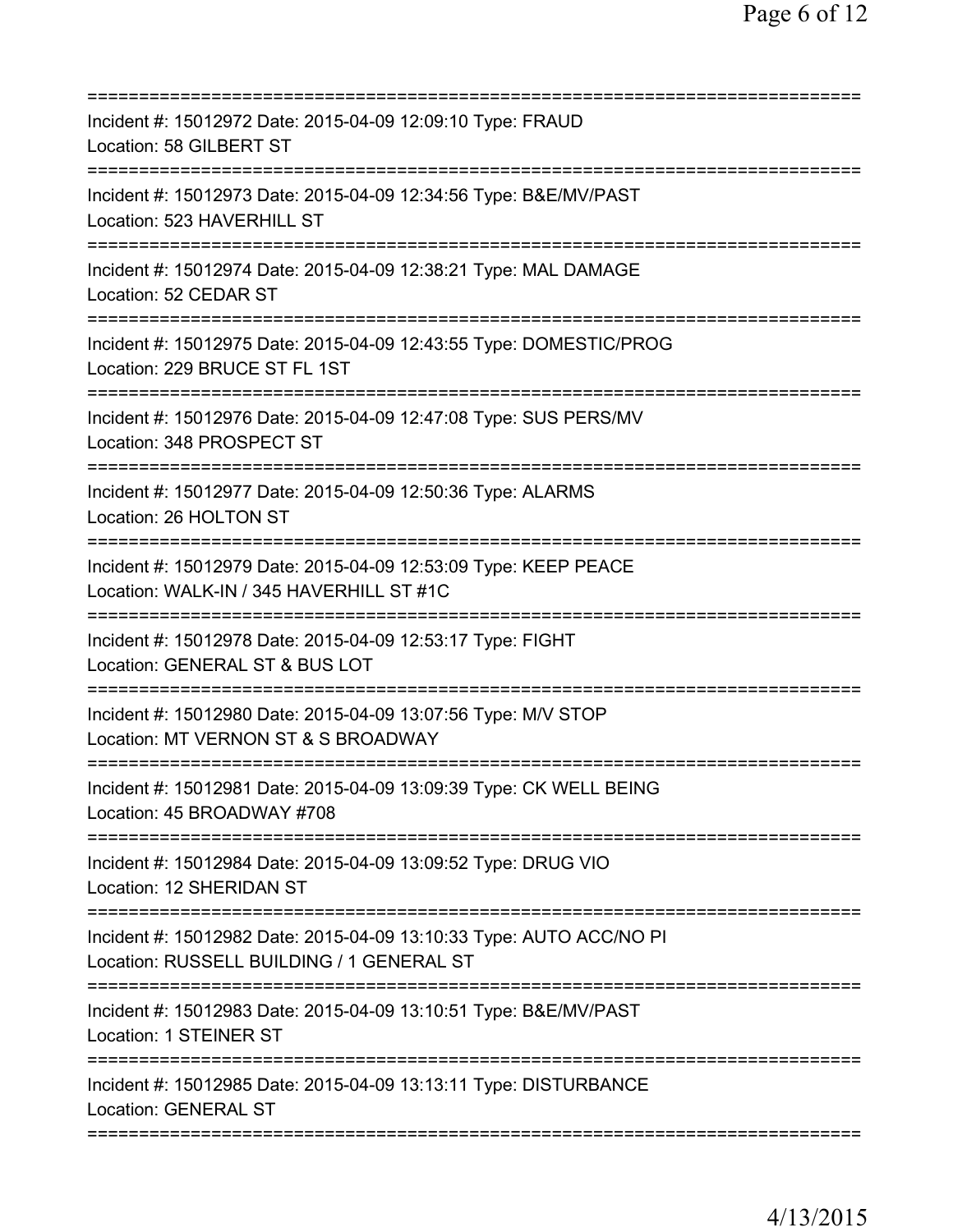===========================================================================

Incident #: 15012972 Date: 2015-04-09 12:09:10 Type: FRAUD
Location: 58 GILBERT ST

===========================================================================

Incident #: 15012973 Date: 2015-04-09 12:34:56 Type: B&E/MV/PAST
Location: 523 HAVERHILL ST

===========================================================================

Incident #: 15012974 Date: 2015-04-09 12:38:21 Type: MAL DAMAGE
Location: 52 CEDAR ST

===========================================================================

Incident #: 15012975 Date: 2015-04-09 12:43:55 Type: DOMESTIC/PROG
Location: 229 BRUCE ST FL 1ST

===========================================================================

Incident #: 15012976 Date: 2015-04-09 12:47:08 Type: SUS PERS/MV
Location: 348 PROSPECT ST

===========================================================================

Incident #: 15012977 Date: 2015-04-09 12:50:36 Type: ALARMS
Location: 26 HOLTON ST

===========================================================================

Incident #: 15012979 Date: 2015-04-09 12:53:09 Type: KEEP PEACE
Location: WALK-IN / 345 HAVERHILL ST #1C

===========================================================================

Incident #: 15012978 Date: 2015-04-09 12:53:17 Type: FIGHT
Location: GENERAL ST & BUS LOT

===========================================================================

Incident #: 15012980 Date: 2015-04-09 13:07:56 Type: M/V STOP
Location: MT VERNON ST & S BROADWAY

===========================================================================

Incident #: 15012981 Date: 2015-04-09 13:09:39 Type: CK WELL BEING
Location: 45 BROADWAY #708

===========================================================================

Incident #: 15012984 Date: 2015-04-09 13:09:52 Type: DRUG VIO
Location: 12 SHERIDAN ST

===========================================================================

Incident #: 15012982 Date: 2015-04-09 13:10:33 Type: AUTO ACC/NO PI
Location: RUSSELL BUILDING / 1 GENERAL ST

===========================================================================

Incident #: 15012983 Date: 2015-04-09 13:10:51 Type: B&E/MV/PAST
Location: 1 STEINER ST

===========================================================================

Incident #: 15012985 Date: 2015-04-09 13:13:11 Type: DISTURBANCE
Location: GENERAL ST

===========================================================================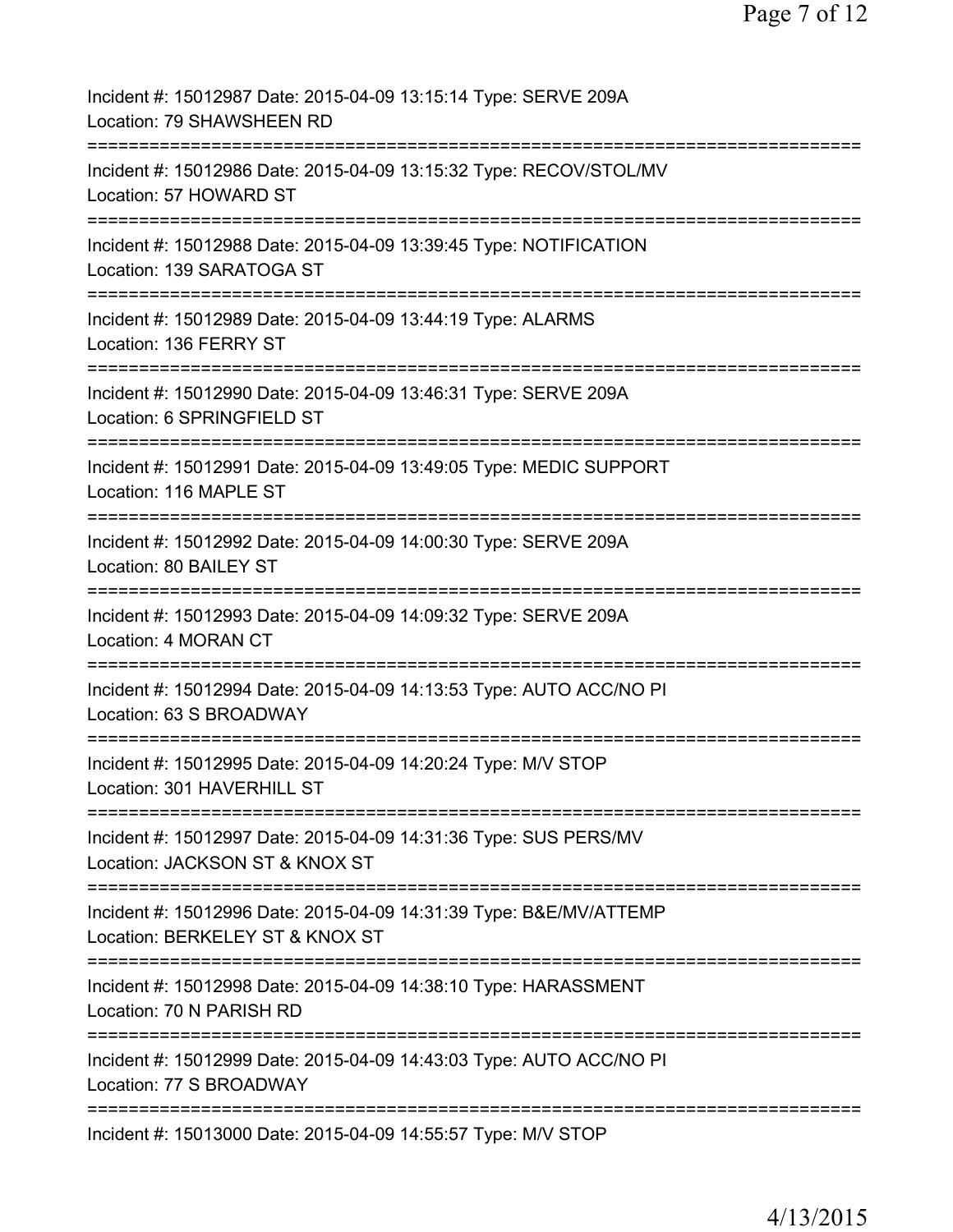Incident #: 15012987 Date: 2015-04-09 13:15:14 Type: SERVE 209A
Location: 79 SHAWSHEEN RD
===========================================================================
Incident #: 15012986 Date: 2015-04-09 13:15:32 Type: RECOV/STOL/MV
Location: 57 HOWARD ST
===========================================================================
Incident #: 15012988 Date: 2015-04-09 13:39:45 Type: NOTIFICATION
Location: 139 SARATOGA ST
===========================================================================
Incident #: 15012989 Date: 2015-04-09 13:44:19 Type: ALARMS
Location: 136 FERRY ST
===========================================================================
Incident #: 15012990 Date: 2015-04-09 13:46:31 Type: SERVE 209A
Location: 6 SPRINGFIELD ST
===========================================================================
Incident #: 15012991 Date: 2015-04-09 13:49:05 Type: MEDIC SUPPORT
Location: 116 MAPLE ST
===========================================================================
Incident #: 15012992 Date: 2015-04-09 14:00:30 Type: SERVE 209A
Location: 80 BAILEY ST
===========================================================================
Incident #: 15012993 Date: 2015-04-09 14:09:32 Type: SERVE 209A
Location: 4 MORAN CT
===========================================================================
Incident #: 15012994 Date: 2015-04-09 14:13:53 Type: AUTO ACC/NO PI
Location: 63 S BROADWAY
===========================================================================
Incident #: 15012995 Date: 2015-04-09 14:20:24 Type: M/V STOP
Location: 301 HAVERHILL ST
===========================================================================
Incident #: 15012997 Date: 2015-04-09 14:31:36 Type: SUS PERS/MV
Location: JACKSON ST & KNOX ST
===========================================================================
Incident #: 15012996 Date: 2015-04-09 14:31:39 Type: B&E/MV/ATTEMP
Location: BERKELEY ST & KNOX ST
===========================================================================
Incident #: 15012998 Date: 2015-04-09 14:38:10 Type: HARASSMENT
Location: 70 N PARISH RD
===========================================================================
Incident #: 15012999 Date: 2015-04-09 14:43:03 Type: AUTO ACC/NO PI
Location: 77 S BROADWAY
===========================================================================
Incident #: 15013000 Date: 2015-04-09 14:55:57 Type: M/V STOP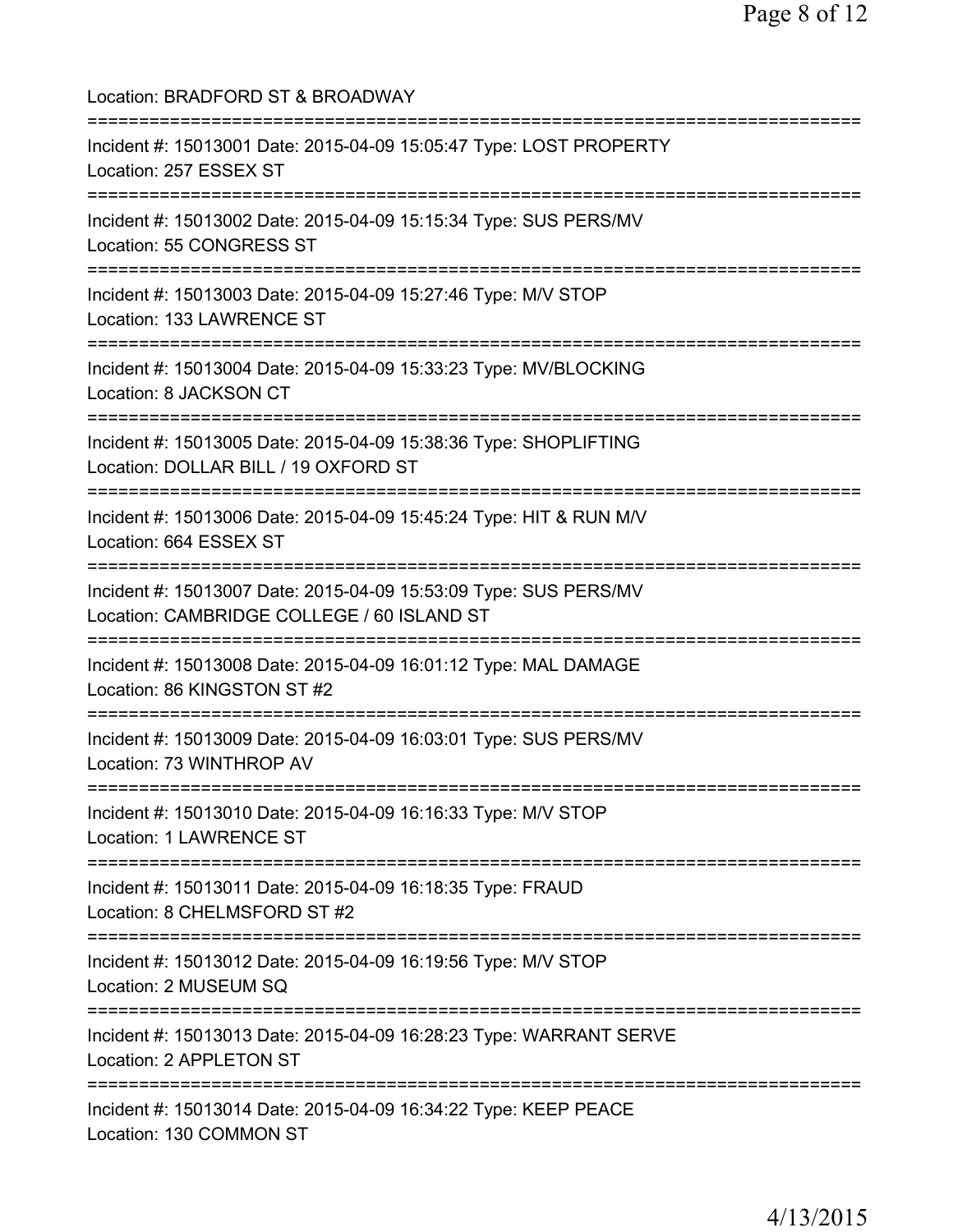Location: BRADFORD ST & BROADWAY

===========================================================================

Incident #: 15013001 Date: 2015-04-09 15:05:47 Type: LOST PROPERTY
Location: 257 ESSEX ST

===========================================================================

Incident #: 15013002 Date: 2015-04-09 15:15:34 Type: SUS PERS/MV
Location: 55 CONGRESS ST

===========================================================================

Incident #: 15013003 Date: 2015-04-09 15:27:46 Type: M/V STOP
Location: 133 LAWRENCE ST

===========================================================================

Incident #: 15013004 Date: 2015-04-09 15:33:23 Type: MV/BLOCKING
Location: 8 JACKSON CT

===========================================================================

Incident #: 15013005 Date: 2015-04-09 15:38:36 Type: SHOPLIFTING
Location: DOLLAR BILL / 19 OXFORD ST

===========================================================================

Incident #: 15013006 Date: 2015-04-09 15:45:24 Type: HIT & RUN M/V
Location: 664 ESSEX ST

===========================================================================

Incident #: 15013007 Date: 2015-04-09 15:53:09 Type: SUS PERS/MV
Location: CAMBRIDGE COLLEGE / 60 ISLAND ST

===========================================================================

Incident #: 15013008 Date: 2015-04-09 16:01:12 Type: MAL DAMAGE
Location: 86 KINGSTON ST #2

===========================================================================

Incident #: 15013009 Date: 2015-04-09 16:03:01 Type: SUS PERS/MV
Location: 73 WINTHROP AV

===========================================================================

Incident #: 15013010 Date: 2015-04-09 16:16:33 Type: M/V STOP
Location: 1 LAWRENCE ST

===========================================================================

Incident #: 15013011 Date: 2015-04-09 16:18:35 Type: FRAUD
Location: 8 CHELMSFORD ST #2

===========================================================================

Incident #: 15013012 Date: 2015-04-09 16:19:56 Type: M/V STOP
Location: 2 MUSEUM SQ

===========================================================================

Incident #: 15013013 Date: 2015-04-09 16:28:23 Type: WARRANT SERVE
Location: 2 APPLETON ST

===========================================================================

Incident #: 15013014 Date: 2015-04-09 16:34:22 Type: KEEP PEACE
Location: 130 COMMON ST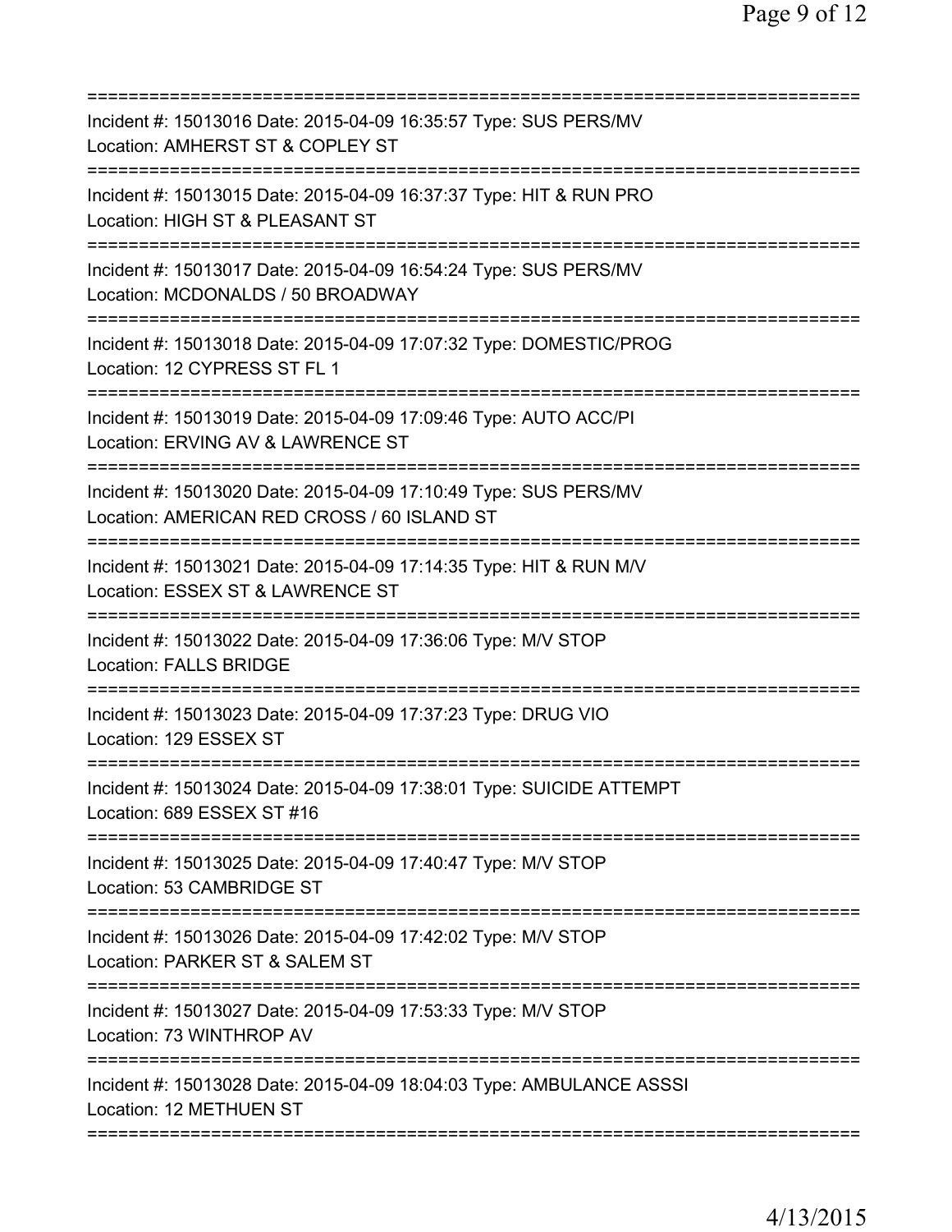===========================================================================
Incident #: 15013016 Date: 2015-04-09 16:35:57 Type: SUS PERS/MV
Location: AMHERST ST & COPLEY ST
===========================================================================
Incident #: 15013015 Date: 2015-04-09 16:37:37 Type: HIT & RUN PRO
Location: HIGH ST & PLEASANT ST
===========================================================================
Incident #: 15013017 Date: 2015-04-09 16:54:24 Type: SUS PERS/MV
Location: MCDONALDS / 50 BROADWAY
===========================================================================
Incident #: 15013018 Date: 2015-04-09 17:07:32 Type: DOMESTIC/PROG
Location: 12 CYPRESS ST FL 1
===========================================================================
Incident #: 15013019 Date: 2015-04-09 17:09:46 Type: AUTO ACC/PI
Location: ERVING AV & LAWRENCE ST
===========================================================================
Incident #: 15013020 Date: 2015-04-09 17:10:49 Type: SUS PERS/MV
Location: AMERICAN RED CROSS / 60 ISLAND ST
===========================================================================
Incident #: 15013021 Date: 2015-04-09 17:14:35 Type: HIT & RUN M/V
Location: ESSEX ST & LAWRENCE ST
===========================================================================
Incident #: 15013022 Date: 2015-04-09 17:36:06 Type: M/V STOP
Location: FALLS BRIDGE
===========================================================================
Incident #: 15013023 Date: 2015-04-09 17:37:23 Type: DRUG VIO
Location: 129 ESSEX ST
===========================================================================
Incident #: 15013024 Date: 2015-04-09 17:38:01 Type: SUICIDE ATTEMPT
Location: 689 ESSEX ST #16
===========================================================================
Incident #: 15013025 Date: 2015-04-09 17:40:47 Type: M/V STOP
Location: 53 CAMBRIDGE ST
===========================================================================
Incident #: 15013026 Date: 2015-04-09 17:42:02 Type: M/V STOP
Location: PARKER ST & SALEM ST
===========================================================================
Incident #: 15013027 Date: 2015-04-09 17:53:33 Type: M/V STOP
Location: 73 WINTHROP AV
===========================================================================
Incident #: 15013028 Date: 2015-04-09 18:04:03 Type: AMBULANCE ASSSI
Location: 12 METHUEN ST
===========================================================================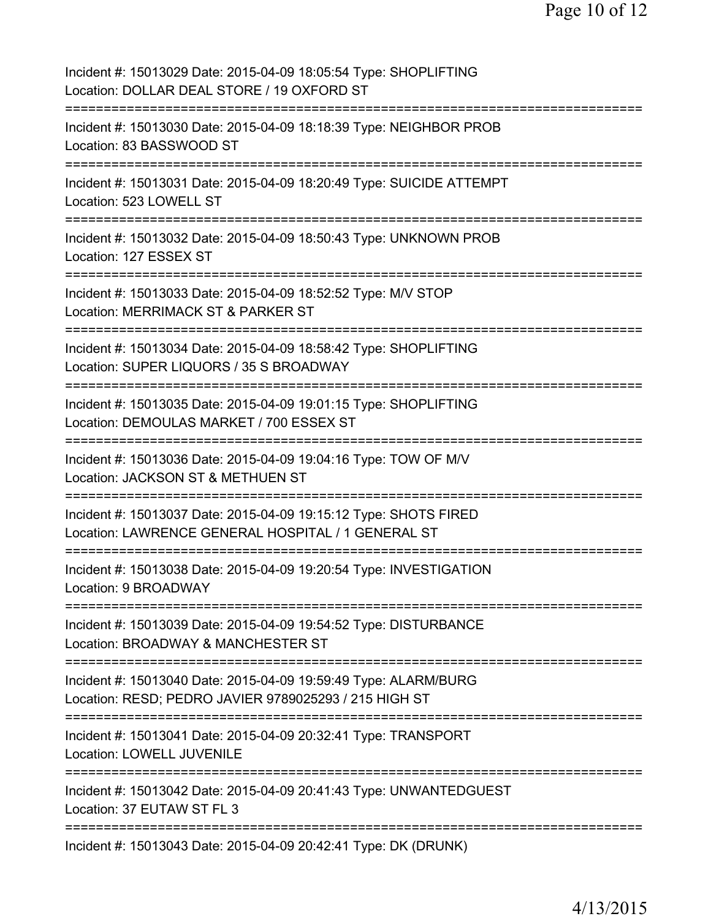Incident #: 15013029 Date: 2015-04-09 18:05:54 Type: SHOPLIFTING
Location: DOLLAR DEAL STORE / 19 OXFORD ST

===========================================================================

Incident #: 15013030 Date: 2015-04-09 18:18:39 Type: NEIGHBOR PROB
Location: 83 BASSWOOD ST

===========================================================================

Incident #: 15013031 Date: 2015-04-09 18:20:49 Type: SUICIDE ATTEMPT
Location: 523 LOWELL ST

===========================================================================

Incident #: 15013032 Date: 2015-04-09 18:50:43 Type: UNKNOWN PROB
Location: 127 ESSEX ST

===========================================================================

Incident #: 15013033 Date: 2015-04-09 18:52:52 Type: M/V STOP
Location: MERRIMACK ST & PARKER ST

===========================================================================

Incident #: 15013034 Date: 2015-04-09 18:58:42 Type: SHOPLIFTING
Location: SUPER LIQUORS / 35 S BROADWAY

===========================================================================

Incident #: 15013035 Date: 2015-04-09 19:01:15 Type: SHOPLIFTING
Location: DEMOULAS MARKET / 700 ESSEX ST

===========================================================================

Incident #: 15013036 Date: 2015-04-09 19:04:16 Type: TOW OF M/V
Location: JACKSON ST & METHUEN ST

===========================================================================

Incident #: 15013037 Date: 2015-04-09 19:15:12 Type: SHOTS FIRED
Location: LAWRENCE GENERAL HOSPITAL / 1 GENERAL ST

===========================================================================

Incident #: 15013038 Date: 2015-04-09 19:20:54 Type: INVESTIGATION
Location: 9 BROADWAY

===========================================================================

Incident #: 15013039 Date: 2015-04-09 19:54:52 Type: DISTURBANCE
Location: BROADWAY & MANCHESTER ST

===========================================================================

Incident #: 15013040 Date: 2015-04-09 19:59:49 Type: ALARM/BURG
Location: RESD; PEDRO JAVIER 9789025293 / 215 HIGH ST

===========================================================================

Incident #: 15013041 Date: 2015-04-09 20:32:41 Type: TRANSPORT
Location: LOWELL JUVENILE

===========================================================================

Incident #: 15013042 Date: 2015-04-09 20:41:43 Type: UNWANTEDGUEST
Location: 37 EUTAW ST FL 3

===========================================================================

Incident #: 15013043 Date: 2015-04-09 20:42:41 Type: DK (DRUNK)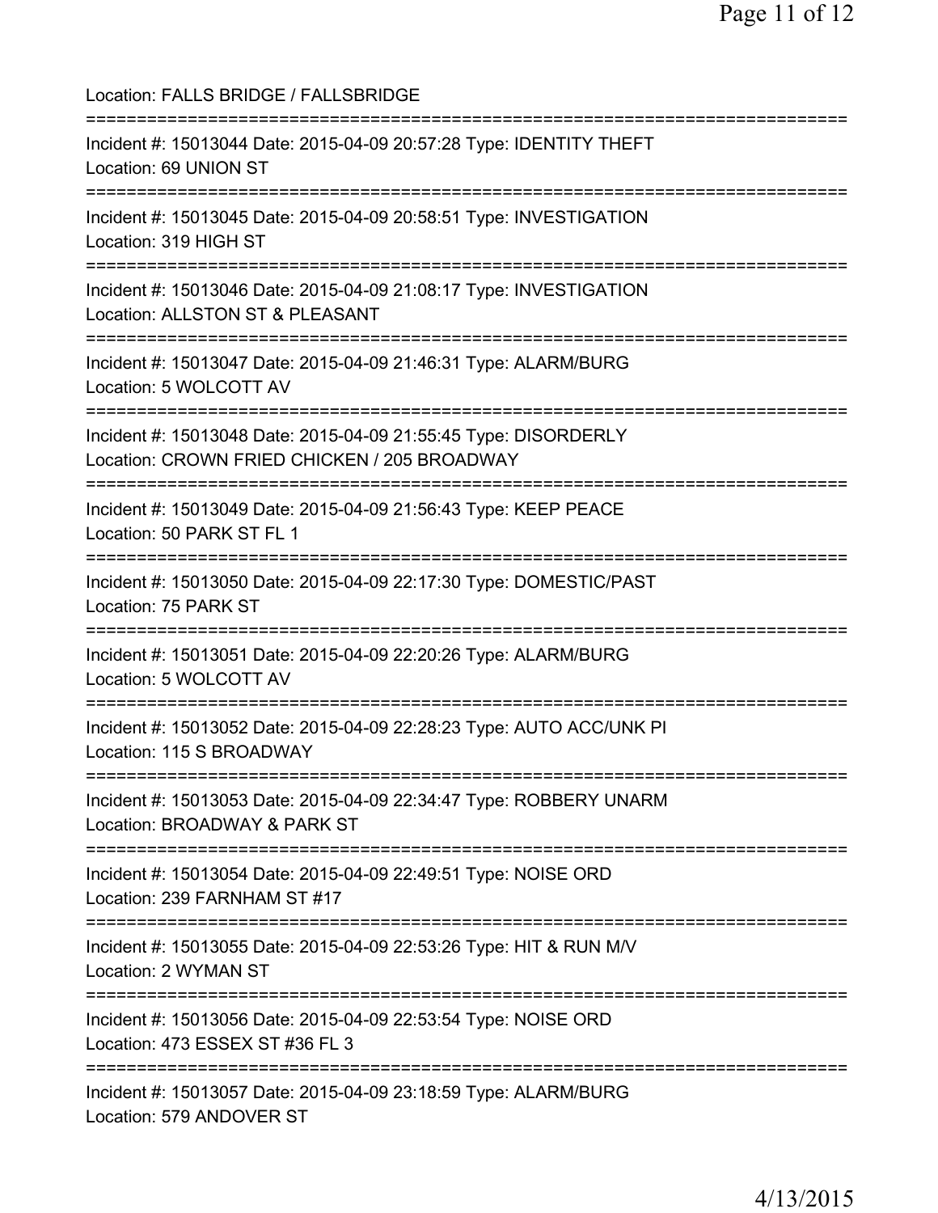Location: FALLS BRIDGE / FALLSBRIDGE

===========================================================================

Incident #: 15013044 Date: 2015-04-09 20:57:28 Type: IDENTITY THEFT
Location: 69 UNION ST

===========================================================================

Incident #: 15013045 Date: 2015-04-09 20:58:51 Type: INVESTIGATION
Location: 319 HIGH ST

===========================================================================

Incident #: 15013046 Date: 2015-04-09 21:08:17 Type: INVESTIGATION
Location: ALLSTON ST & PLEASANT

===========================================================================

Incident #: 15013047 Date: 2015-04-09 21:46:31 Type: ALARM/BURG
Location: 5 WOLCOTT AV

===========================================================================

Incident #: 15013048 Date: 2015-04-09 21:55:45 Type: DISORDERLY
Location: CROWN FRIED CHICKEN / 205 BROADWAY

===========================================================================

Incident #: 15013049 Date: 2015-04-09 21:56:43 Type: KEEP PEACE
Location: 50 PARK ST FL 1

===========================================================================

Incident #: 15013050 Date: 2015-04-09 22:17:30 Type: DOMESTIC/PAST
Location: 75 PARK ST

===========================================================================

Incident #: 15013051 Date: 2015-04-09 22:20:26 Type: ALARM/BURG
Location: 5 WOLCOTT AV

===========================================================================

Incident #: 15013052 Date: 2015-04-09 22:28:23 Type: AUTO ACC/UNK PI
Location: 115 S BROADWAY

===========================================================================

Incident #: 15013053 Date: 2015-04-09 22:34:47 Type: ROBBERY UNARM
Location: BROADWAY & PARK ST

===========================================================================

Incident #: 15013054 Date: 2015-04-09 22:49:51 Type: NOISE ORD
Location: 239 FARNHAM ST #17

===========================================================================

Incident #: 15013055 Date: 2015-04-09 22:53:26 Type: HIT & RUN M/V
Location: 2 WYMAN ST

===========================================================================

Incident #: 15013056 Date: 2015-04-09 22:53:54 Type: NOISE ORD
Location: 473 ESSEX ST #36 FL 3

===========================================================================

Incident #: 15013057 Date: 2015-04-09 23:18:59 Type: ALARM/BURG
Location: 579 ANDOVER ST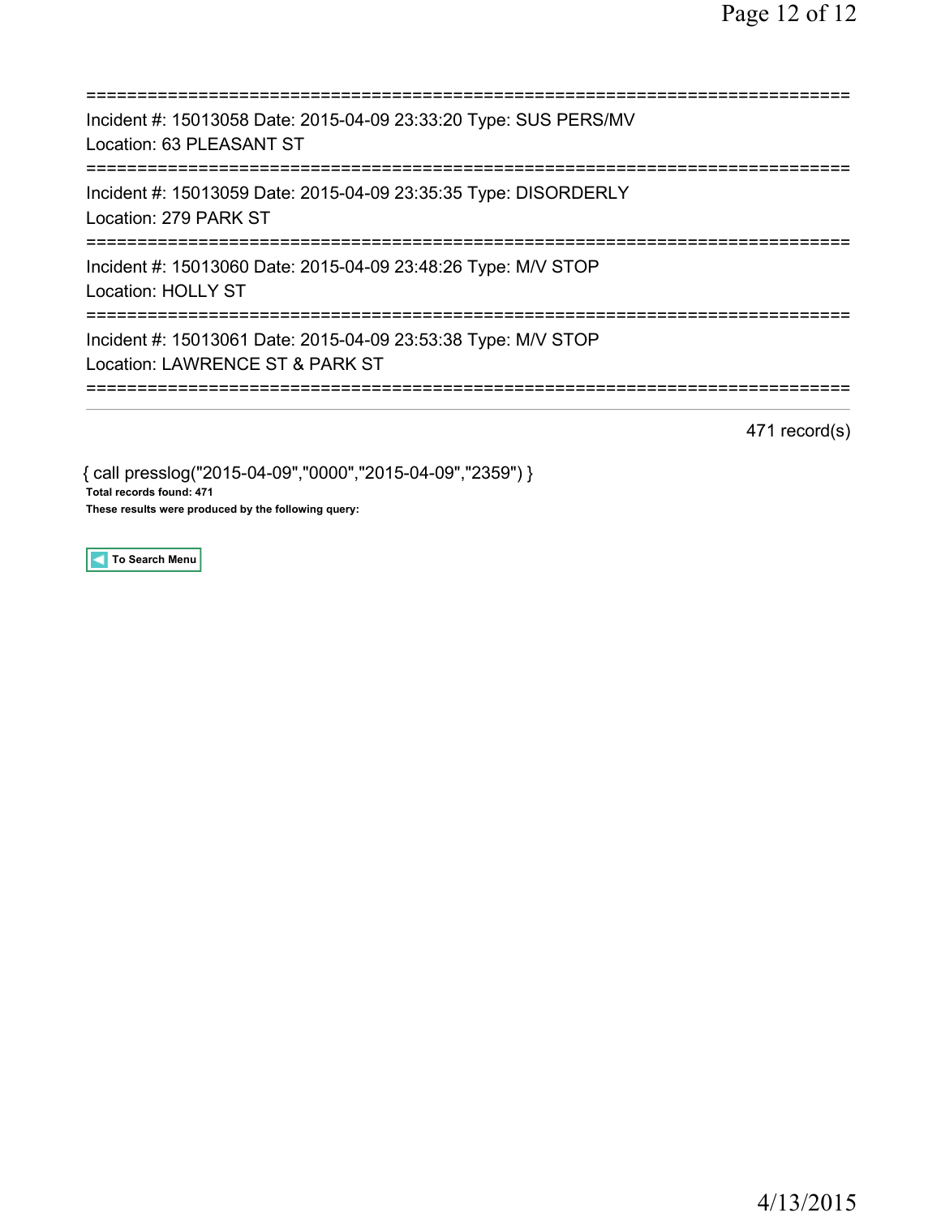===========================================================================

Incident #: 15013058 Date: 2015-04-09 23:33:20 Type: SUS PERS/MV

Location: 63 PLEASANT ST

===========================================================================

Incident #: 15013059 Date: 2015-04-09 23:35:35 Type: DISORDERLY

Location: 279 PARK ST

===========================================================================

Incident #: 15013060 Date: 2015-04-09 23:48:26 Type: M/V STOP

Location: HOLLY ST

===========================================================================

Incident #: 15013061 Date: 2015-04-09 23:53:38 Type: M/V STOP

Location: LAWRENCE ST & PARK ST

===========================================================================

471 record(s)

{ call presslog("2015-04-09","0000","2015-04-09","2359") }

**Total records found: 471**

**These results were produced by the following query:**

To Search Menu